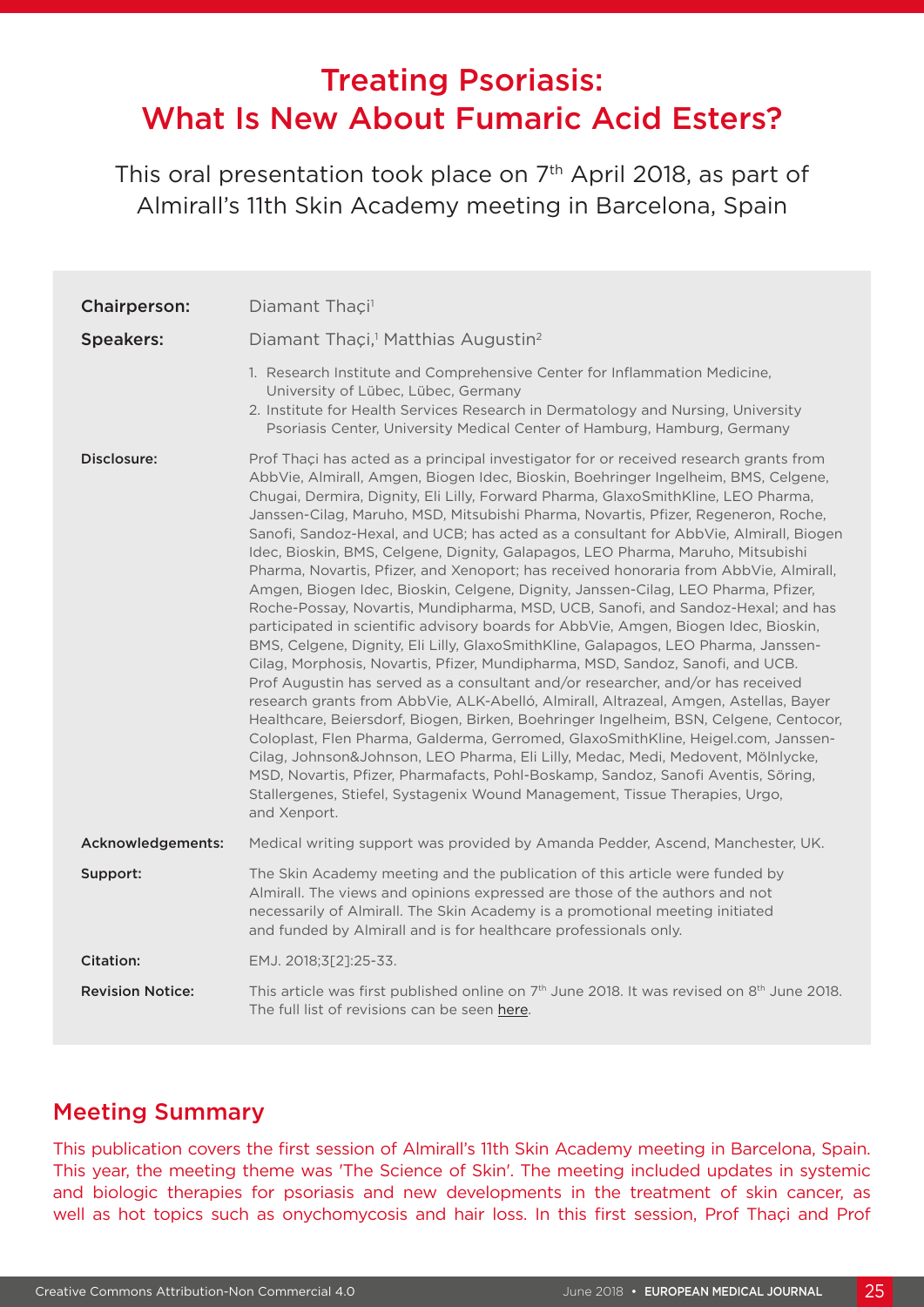# Treating Psoriasis: What Is New About Fumaric Acid Esters?

This oral presentation took place on 7th April 2018, as part of Almirall's 11th Skin Academy meeting in Barcelona, Spain

| | |
|---|---|
| **Chairperson:** | Diamant Thaçi[1] |
| **Speakers:** | Diamant Thaçi,[1] Matthias Augustin[2] |
| | 1. Research Institute and Comprehensive Center for Inflammation Medicine, University of Lübec, Lübec, Germany<br>2. Institute for Health Services Research in Dermatology and Nursing, University Psoriasis Center, University Medical Center of Hamburg, Hamburg, Germany |
| **Disclosure:** | Prof Thaçi has acted as a principal investigator for or received research grants from AbbVie, Almirall, Amgen, Biogen Idec, Bioskin, Boehringer Ingelheim, BMS, Celgene, Chugai, Dermira, Dignity, Eli Lilly, Forward Pharma, GlaxoSmithKline, LEO Pharma, Janssen-Cilag, Maruho, MSD, Mitsubishi Pharma, Novartis, Pfizer, Regeneron, Roche, Sanofi, Sandoz-Hexal, and UCB; has acted as a consultant for AbbVie, Almirall, Biogen Idec, Bioskin, BMS, Celgene, Dignity, Galapagos, LEO Pharma, Maruho, Mitsubishi Pharma, Novartis, Pfizer, and Xenoport; has received honoraria from AbbVie, Almirall, Amgen, Biogen Idec, Bioskin, Celgene, Dignity, Janssen-Cilag, LEO Pharma, Pfizer, Roche-Possay, Novartis, Mundipharma, MSD, UCB, Sanofi, and Sandoz-Hexal; and has participated in scientific advisory boards for AbbVie, Amgen, Biogen Idec, Bioskin, BMS, Celgene, Dignity, Eli Lilly, GlaxoSmithKline, Galapagos, LEO Pharma, Janssen-Cilag, Morphosis, Novartis, Pfizer, Mundipharma, MSD, Sandoz, Sanofi, and UCB. Prof Augustin has served as a consultant and/or researcher, and/or has received research grants from AbbVie, ALK-Abelló, Almirall, Altrazeal, Amgen, Astellas, Bayer Healthcare, Beiersdorf, Biogen, Birken, Boehringer Ingelheim, BSN, Celgene, Centocor, Coloplast, Flen Pharma, Galderma, Gerromed, GlaxoSmithKline, Heigel.com, Janssen-Cilag, Johnson&Johnson, LEO Pharma, Eli Lilly, Medac, Medi, Medovent, Mölnlycke, MSD, Novartis, Pfizer, Pharmafacts, Pohl-Boskamp, Sandoz, Sanofi Aventis, Söring, Stallergenes, Stiefel, Systagenix Wound Management, Tissue Therapies, Urgo, and Xenport. |
| **Acknowledgements:** | Medical writing support was provided by Amanda Pedder, Ascend, Manchester, UK. |
| **Support:** | The Skin Academy meeting and the publication of this article were funded by Almirall. The views and opinions expressed are those of the authors and not necessarily of Almirall. The Skin Academy is a promotional meeting initiated and funded by Almirall and is for healthcare professionals only. |
| **Citation:** | EMJ. 2018;3[2]:25-33. |
| **Revision Notice:** | This article was first published online on 7th June 2018. It was revised on 8th June 2018. The full list of revisions can be seen here. |

## Meeting Summary

This publication covers the first session of Almirall's 11th Skin Academy meeting in Barcelona, Spain. This year, the meeting theme was 'The Science of Skin'. The meeting included updates in systemic and biologic therapies for psoriasis and new developments in the treatment of skin cancer, as well as hot topics such as onychomycosis and hair loss. In this first session, Prof Thaçi and Prof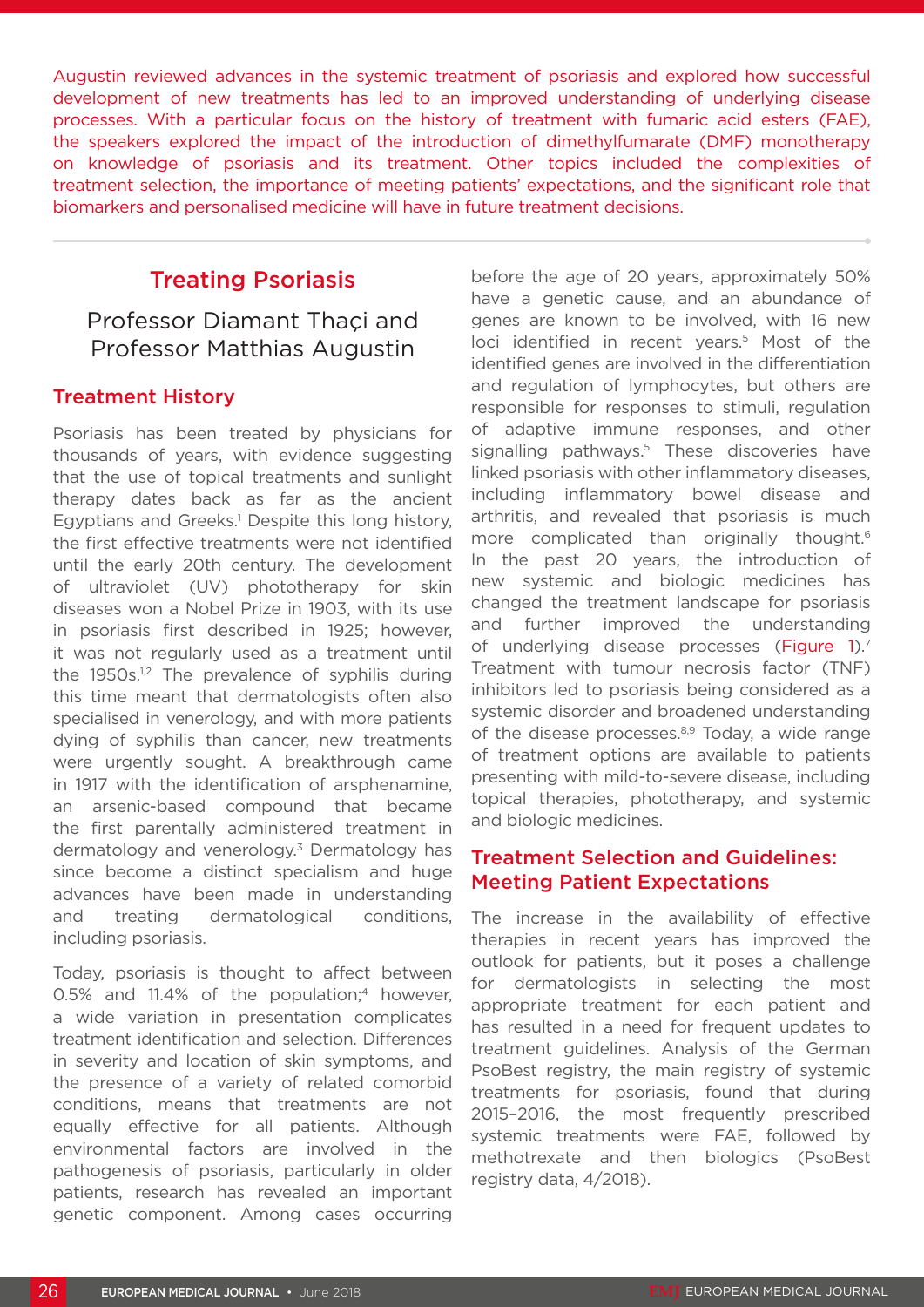Augustin reviewed advances in the systemic treatment of psoriasis and explored how successful development of new treatments has led to an improved understanding of underlying disease processes. With a particular focus on the history of treatment with fumaric acid esters (FAE), the speakers explored the impact of the introduction of dimethylfumarate (DMF) monotherapy on knowledge of psoriasis and its treatment. Other topics included the complexities of treatment selection, the importance of meeting patients' expectations, and the significant role that biomarkers and personalised medicine will have in future treatment decisions.

## Treating Psoriasis

### Professor Diamant Thaçi and Professor Matthias Augustin

### Treatment History

Psoriasis has been treated by physicians for thousands of years, with evidence suggesting that the use of topical treatments and sunlight therapy dates back as far as the ancient Egyptians and Greeks.[1] Despite this long history, the first effective treatments were not identified until the early 20th century. The development of ultraviolet (UV) phototherapy for skin diseases won a Nobel Prize in 1903, with its use in psoriasis first described in 1925; however, it was not regularly used as a treatment until the 1950s.[1,2] The prevalence of syphilis during this time meant that dermatologists often also specialised in venerology, and with more patients dying of syphilis than cancer, new treatments were urgently sought. A breakthrough came in 1917 with the identification of arsphenamine, an arsenic-based compound that became the first parentally administered treatment in dermatology and venerology.[3] Dermatology has since become a distinct specialism and huge advances have been made in understanding and treating dermatological conditions, including psoriasis.

Today, psoriasis is thought to affect between 0.5% and 11.4% of the population;[4] however, a wide variation in presentation complicates treatment identification and selection. Differences in severity and location of skin symptoms, and the presence of a variety of related comorbid conditions, means that treatments are not equally effective for all patients. Although environmental factors are involved in the pathogenesis of psoriasis, particularly in older patients, research has revealed an important genetic component. Among cases occurring before the age of 20 years, approximately 50% have a genetic cause, and an abundance of genes are known to be involved, with 16 new loci identified in recent years.[5] Most of the identified genes are involved in the differentiation and regulation of lymphocytes, but others are responsible for responses to stimuli, regulation of adaptive immune responses, and other signalling pathways.[5] These discoveries have linked psoriasis with other inflammatory diseases, including inflammatory bowel disease and arthritis, and revealed that psoriasis is much more complicated than originally thought.[6] In the past 20 years, the introduction of new systemic and biologic medicines has changed the treatment landscape for psoriasis and further improved the understanding of underlying disease processes (Figure 1).[7] Treatment with tumour necrosis factor (TNF) inhibitors led to psoriasis being considered as a systemic disorder and broadened understanding of the disease processes.[8,9] Today, a wide range of treatment options are available to patients presenting with mild-to-severe disease, including topical therapies, phototherapy, and systemic and biologic medicines.

### Treatment Selection and Guidelines: Meeting Patient Expectations

The increase in the availability of effective therapies in recent years has improved the outlook for patients, but it poses a challenge for dermatologists in selecting the most appropriate treatment for each patient and has resulted in a need for frequent updates to treatment guidelines. Analysis of the German PsoBest registry, the main registry of systemic treatments for psoriasis, found that during 2015–2016, the most frequently prescribed systemic treatments were FAE, followed by methotrexate and then biologics (PsoBest registry data, 4/2018).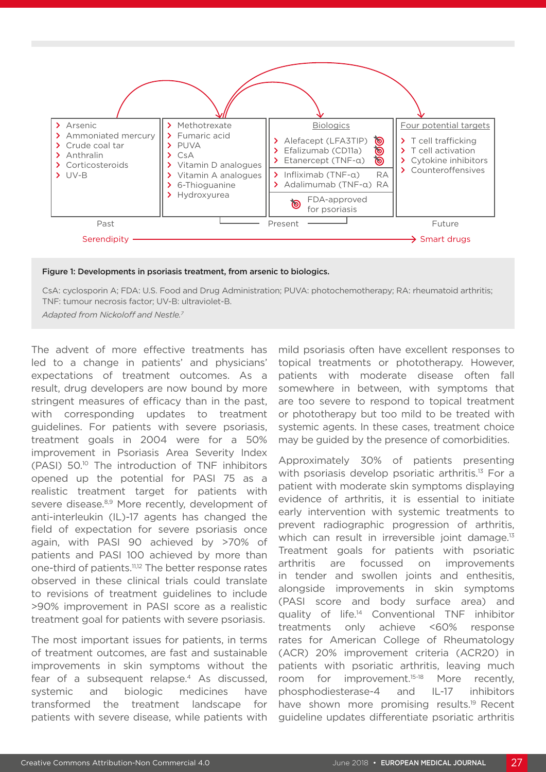| Past | Present | | Future |
|---|---|---|---|
| Arsenic<br>Ammoniated mercury<br>Crude coal tar<br>Anthralin<br>Corticosteroids<br>UV-B | Methotrexate<br>Fumaric acid<br>PUVA<br>CsA<br>Vitamin D analogues<br>Vitamin A analogues<br>6-Thioguanine<br>Hydroxyurea | Biologics<br>Alefacept (LFA3TIP) ◎<br>Efalizumab (CD11a) ◎<br>Etanercept (TNF-α) ◎<br>Infliximab (TNF-α) RA<br>Adalimumab (TNF-α) RA<br>◎ FDA-approved for psoriasis | Four potential targets<br>T cell trafficking<br>T cell activation<br>Cytokine inhibitors<br>Counteroffensives |

Serendipity → Smart drugs

**Figure 1: Developments in psoriasis treatment, from arsenic to biologics.**

CsA: cyclosporin A; FDA: U.S. Food and Drug Administration; PUVA: photochemotherapy; RA: rheumatoid arthritis; TNF: tumour necrosis factor; UV-B: ultraviolet-B.

*Adapted from Nickoloff and Nestle.[7]*

The advent of more effective treatments has led to a change in patients' and physicians' expectations of treatment outcomes. As a result, drug developers are now bound by more stringent measures of efficacy than in the past, with corresponding updates to treatment guidelines. For patients with severe psoriasis, treatment goals in 2004 were for a 50% improvement in Psoriasis Area Severity Index (PASI) 50.[10] The introduction of TNF inhibitors opened up the potential for PASI 75 as a realistic treatment target for patients with severe disease.[8,9] More recently, development of anti-interleukin (IL)-17 agents has changed the field of expectation for severe psoriasis once again, with PASI 90 achieved by >70% of patients and PASI 100 achieved by more than one-third of patients.[11,12] The better response rates observed in these clinical trials could translate to revisions of treatment guidelines to include >90% improvement in PASI score as a realistic treatment goal for patients with severe psoriasis.

The most important issues for patients, in terms of treatment outcomes, are fast and sustainable improvements in skin symptoms without the fear of a subsequent relapse.[4] As discussed, systemic and biologic medicines have transformed the treatment landscape for patients with severe disease, while patients with mild psoriasis often have excellent responses to topical treatments or phototherapy. However, patients with moderate disease often fall somewhere in between, with symptoms that are too severe to respond to topical treatment or phototherapy but too mild to be treated with systemic agents. In these cases, treatment choice may be guided by the presence of comorbidities.

Approximately 30% of patients presenting with psoriasis develop psoriatic arthritis.[13] For a patient with moderate skin symptoms displaying evidence of arthritis, it is essential to initiate early intervention with systemic treatments to prevent radiographic progression of arthritis, which can result in irreversible joint damage.[13] Treatment goals for patients with psoriatic arthritis are focussed on improvements in tender and swollen joints and enthesitis, alongside improvements in skin symptoms (PASI score and body surface area) and quality of life.[14] Conventional TNF inhibitor treatments only achieve <60% response rates for American College of Rheumatology (ACR) 20% improvement criteria (ACR20) in patients with psoriatic arthritis, leaving much room for improvement.[15-18] More recently, phosphodiesterase-4 and IL-17 inhibitors have shown more promising results.[19] Recent guideline updates differentiate psoriatic arthritis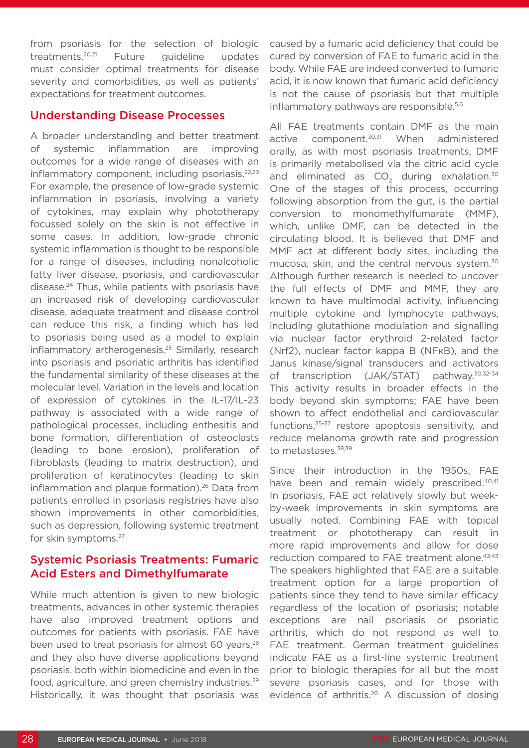from psoriasis for the selection of biologic treatments.[20,21] Future guideline updates must consider optimal treatments for disease severity and comorbidities, as well as patients' expectations for treatment outcomes.

## Understanding Disease Processes

A broader understanding and better treatment of systemic inflammation are improving outcomes for a wide range of diseases with an inflammatory component, including psoriasis.[22,23] For example, the presence of low-grade systemic inflammation in psoriasis, involving a variety of cytokines, may explain why phototherapy focussed solely on the skin is not effective in some cases. In addition, low-grade chronic systemic inflammation is thought to be responsible for a range of diseases, including nonalcoholic fatty liver disease, psoriasis, and cardiovascular disease.[24] Thus, while patients with psoriasis have an increased risk of developing cardiovascular disease, adequate treatment and disease control can reduce this risk, a finding which has led to psoriasis being used as a model to explain inflammatory artherogenesis.[25] Similarly, research into psoriasis and psoriatic arthritis has identified the fundamental similarity of these diseases at the molecular level. Variation in the levels and location of expression of cytokines in the IL-17/IL-23 pathway is associated with a wide range of pathological processes, including enthesitis and bone formation, differentiation of osteoclasts (leading to bone erosion), proliferation of fibroblasts (leading to matrix destruction), and proliferation of keratinocytes (leading to skin inflammation and plaque formation).[26] Data from patients enrolled in psoriasis registries have also shown improvements in other comorbidities, such as depression, following systemic treatment for skin symptoms.[27]

## Systemic Psoriasis Treatments: Fumaric Acid Esters and Dimethylfumarate

While much attention is given to new biologic treatments, advances in other systemic therapies have also improved treatment options and outcomes for patients with psoriasis. FAE have been used to treat psoriasis for almost 60 years,[28] and they also have diverse applications beyond psoriasis, both within biomedicine and even in the food, agriculture, and green chemistry industries.[29] Historically, it was thought that psoriasis was caused by a fumaric acid deficiency that could be cured by conversion of FAE to fumaric acid in the body. While FAE are indeed converted to fumaric acid, it is now known that fumaric acid deficiency is not the cause of psoriasis but that multiple inflammatory pathways are responsible.[5,6]

All FAE treatments contain DMF as the main active component.[30,31] When administered orally, as with most psoriasis treatments, DMF is primarily metabolised via the citric acid cycle and eliminated as $CO_2$ during exhalation.[30] One of the stages of this process, occurring following absorption from the gut, is the partial conversion to monomethylfumarate (MMF), which, unlike DMF, can be detected in the circulating blood. It is believed that DMF and MMF act at different body sites, including the mucosa, skin, and the central nervous system.[30] Although further research is needed to uncover the full effects of DMF and MMF, they are known to have multimodal activity, influencing multiple cytokine and lymphocyte pathways, including glutathione modulation and signalling via nuclear factor erythroid 2-related factor (Nrf2), nuclear factor kappa B (NFκB), and the Janus kinase/signal transducers and activators of transcription (JAK/STAT) pathway.[30,32-34] This activity results in broader effects in the body beyond skin symptoms; FAE have been shown to affect endothelial and cardiovascular functions,[35-37] restore apoptosis sensitivity, and reduce melanoma growth rate and progression to metastases.[38,39]

Since their introduction in the 1950s, FAE have been and remain widely prescribed.[40,41] In psoriasis, FAE act relatively slowly but week-by-week improvements in skin symptoms are usually noted. Combining FAE with topical treatment or phototherapy can result in more rapid improvements and allow for dose reduction compared to FAE treatment alone.[42,43] The speakers highlighted that FAE are a suitable treatment option for a large proportion of patients since they tend to have similar efficacy regardless of the location of psoriasis; notable exceptions are nail psoriasis or psoriatic arthritis, which do not respond as well to FAE treatment. German treatment guidelines indicate FAE as a first-line systemic treatment prior to biologic therapies for all but the most severe psoriasis cases, and for those with evidence of arthritis.[20] A discussion of dosing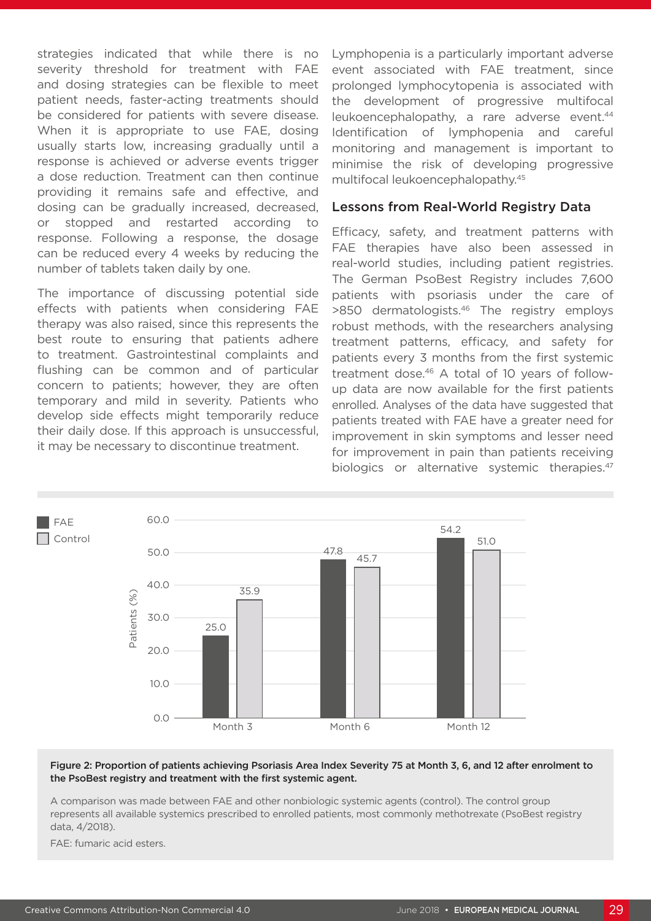strategies indicated that while there is no severity threshold for treatment with FAE and dosing strategies can be flexible to meet patient needs, faster-acting treatments should be considered for patients with severe disease. When it is appropriate to use FAE, dosing usually starts low, increasing gradually until a response is achieved or adverse events trigger a dose reduction. Treatment can then continue providing it remains safe and effective, and dosing can be gradually increased, decreased, or stopped and restarted according to response. Following a response, the dosage can be reduced every 4 weeks by reducing the number of tablets taken daily by one.

The importance of discussing potential side effects with patients when considering FAE therapy was also raised, since this represents the best route to ensuring that patients adhere to treatment. Gastrointestinal complaints and flushing can be common and of particular concern to patients; however, they are often temporary and mild in severity. Patients who develop side effects might temporarily reduce their daily dose. If this approach is unsuccessful, it may be necessary to discontinue treatment.

Lymphopenia is a particularly important adverse event associated with FAE treatment, since prolonged lymphocytopenia is associated with the development of progressive multifocal leukoencephalopathy, a rare adverse event.[44] Identification of lymphopenia and careful monitoring and management is important to minimise the risk of developing progressive multifocal leukoencephalopathy.[45]

## Lessons from Real-World Registry Data

Efficacy, safety, and treatment patterns with FAE therapies have also been assessed in real-world studies, including patient registries. The German PsoBest Registry includes 7,600 patients with psoriasis under the care of >850 dermatologists.[46] The registry employs robust methods, with the researchers analysing treatment patterns, efficacy, and safety for patients every 3 months from the first systemic treatment dose.[46] A total of 10 years of follow-up data are now available for the first patients enrolled. Analyses of the data have suggested that patients treated with FAE have a greater need for improvement in skin symptoms and lesser need for improvement in pain than patients receiving biologics or alternative systemic therapies.[47]

| Patients (%) | Month 3 | Month 6 | Month 12 |
|---|---|---|---|
| FAE | 25.0 | 47.8 | 54.2 |
| Control | 35.9 | 45.7 | 51.0 |

**Figure 2: Proportion of patients achieving Psoriasis Area Index Severity 75 at Month 3, 6, and 12 after enrolment to the PsoBest registry and treatment with the first systemic agent.**

A comparison was made between FAE and other nonbiologic systemic agents (control). The control group represents all available systemics prescribed to enrolled patients, most commonly methotrexate (PsoBest registry data, 4/2018).

FAE: fumaric acid esters.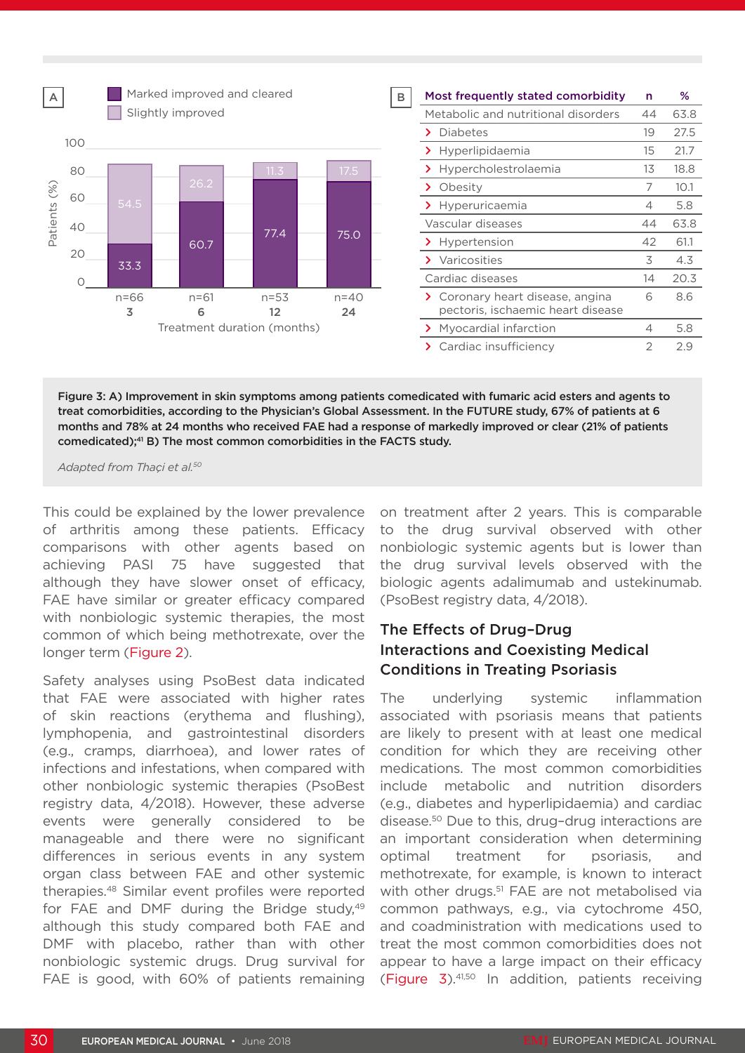A

| Treatment duration (months) | 3 | 6 | 12 | 24 |
|---|---|---|---|---|
| n | n=66 | n=61 | n=53 | n=40 |
| Marked improved and cleared (%) | 33.3 | 60.7 | 77.4 | 75.0 |
| Slightly improved (%) | 54.5 | 26.2 | 11.3 | 17.5 |

B

| Most frequently stated comorbidity | n | % |
|---|---|---|
| Metabolic and nutritional disorders | 44 | 63.8 |
| › Diabetes | 19 | 27.5 |
| › Hyperlipidaemia | 15 | 21.7 |
| › Hypercholestrolaemia | 13 | 18.8 |
| › Obesity | 7 | 10.1 |
| › Hyperuricaemia | 4 | 5.8 |
| Vascular diseases | 44 | 63.8 |
| › Hypertension | 42 | 61.1 |
| › Varicosities | 3 | 4.3 |
| Cardiac diseases | 14 | 20.3 |
| › Coronary heart disease, angina pectoris, ischaemic heart disease | 6 | 8.6 |
| › Myocardial infarction | 4 | 5.8 |
| › Cardiac insufficiency | 2 | 2.9 |

**Figure 3: A) Improvement in skin symptoms among patients comedicated with fumaric acid esters and agents to treat comorbidities, according to the Physician's Global Assessment. In the FUTURE study, 67% of patients at 6 months and 78% at 24 months who received FAE had a response of markedly improved or clear (21% of patients comedicated);[41] B) The most common comorbidities in the FACTS study.**

*Adapted from Thaçi et al.[50]*

This could be explained by the lower prevalence of arthritis among these patients. Efficacy comparisons with other agents based on achieving PASI 75 have suggested that although they have slower onset of efficacy, FAE have similar or greater efficacy compared with nonbiologic systemic therapies, the most common of which being methotrexate, over the longer term (Figure 2).

Safety analyses using PsoBest data indicated that FAE were associated with higher rates of skin reactions (erythema and flushing), lymphopenia, and gastrointestinal disorders (e.g., cramps, diarrhoea), and lower rates of infections and infestations, when compared with other nonbiologic systemic therapies (PsoBest registry data, 4/2018). However, these adverse events were generally considered to be manageable and there were no significant differences in serious events in any system organ class between FAE and other systemic therapies.[48] Similar event profiles were reported for FAE and DMF during the Bridge study,[49] although this study compared both FAE and DMF with placebo, rather than with other nonbiologic systemic drugs. Drug survival for FAE is good, with 60% of patients remaining on treatment after 2 years. This is comparable to the drug survival observed with other nonbiologic systemic agents but is lower than the drug survival levels observed with the biologic agents adalimumab and ustekinumab. (PsoBest registry data, 4/2018).

## The Effects of Drug–Drug Interactions and Coexisting Medical Conditions in Treating Psoriasis

The underlying systemic inflammation associated with psoriasis means that patients are likely to present with at least one medical condition for which they are receiving other medications. The most common comorbidities include metabolic and nutrition disorders (e.g., diabetes and hyperlipidaemia) and cardiac disease.[50] Due to this, drug–drug interactions are an important consideration when determining optimal treatment for psoriasis, and methotrexate, for example, is known to interact with other drugs.[51] FAE are not metabolised via common pathways, e.g., via cytochrome 450, and coadministration with medications used to treat the most common comorbidities does not appear to have a large impact on their efficacy (Figure 3).[41,50] In addition, patients receiving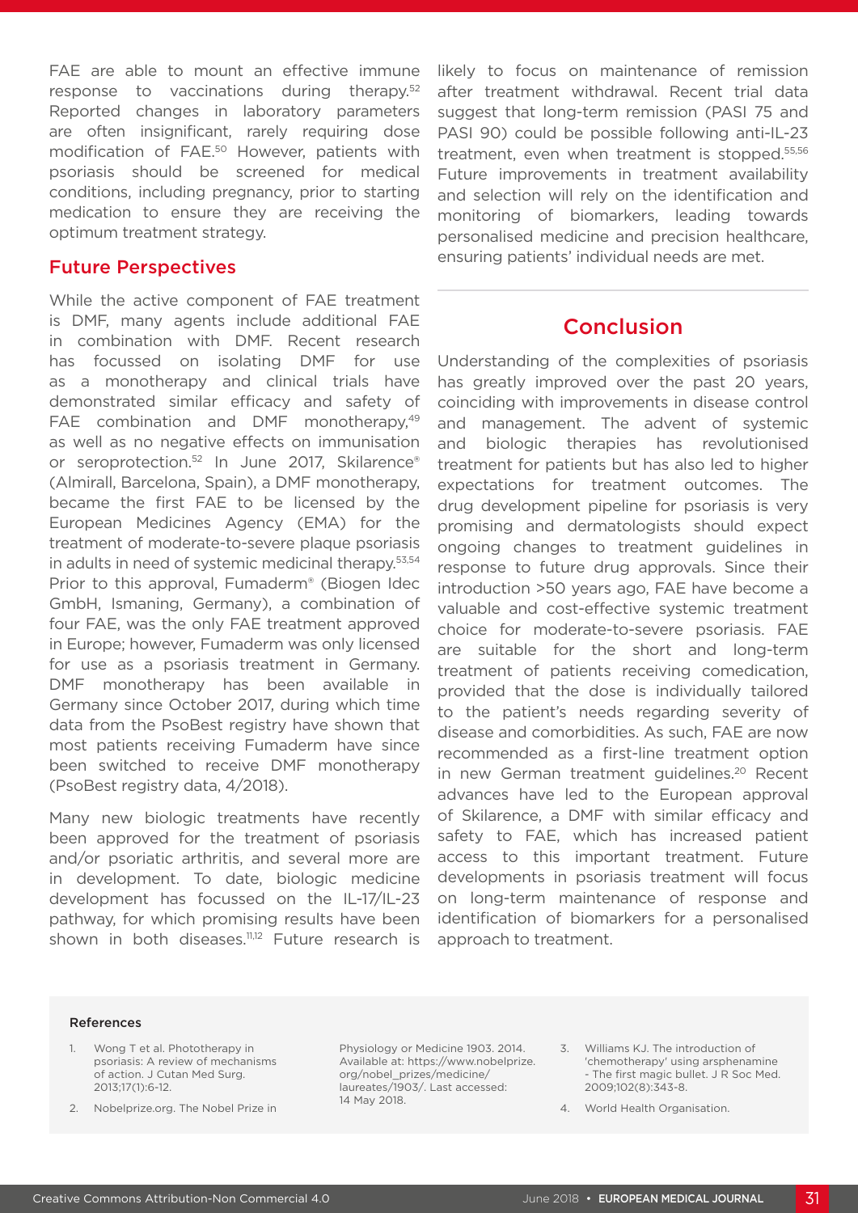FAE are able to mount an effective immune response to vaccinations during therapy.[52] Reported changes in laboratory parameters are often insignificant, rarely requiring dose modification of FAE.[50] However, patients with psoriasis should be screened for medical conditions, including pregnancy, prior to starting medication to ensure they are receiving the optimum treatment strategy.

## Future Perspectives

While the active component of FAE treatment is DMF, many agents include additional FAE in combination with DMF. Recent research has focussed on isolating DMF for use as a monotherapy and clinical trials have demonstrated similar efficacy and safety of FAE combination and DMF monotherapy,[49] as well as no negative effects on immunisation or seroprotection.[52] In June 2017, Skilarence® (Almirall, Barcelona, Spain), a DMF monotherapy, became the first FAE to be licensed by the European Medicines Agency (EMA) for the treatment of moderate-to-severe plaque psoriasis in adults in need of systemic medicinal therapy.[53,54] Prior to this approval, Fumaderm® (Biogen Idec GmbH, Ismaning, Germany), a combination of four FAE, was the only FAE treatment approved in Europe; however, Fumaderm was only licensed for use as a psoriasis treatment in Germany. DMF monotherapy has been available in Germany since October 2017, during which time data from the PsoBest registry have shown that most patients receiving Fumaderm have since been switched to receive DMF monotherapy (PsoBest registry data, 4/2018).

Many new biologic treatments have recently been approved for the treatment of psoriasis and/or psoriatic arthritis, and several more are in development. To date, biologic medicine development has focussed on the IL-17/IL-23 pathway, for which promising results have been shown in both diseases.[11,12] Future research is likely to focus on maintenance of remission after treatment withdrawal. Recent trial data suggest that long-term remission (PASI 75 and PASI 90) could be possible following anti-IL-23 treatment, even when treatment is stopped.[55,56] Future improvements in treatment availability and selection will rely on the identification and monitoring of biomarkers, leading towards personalised medicine and precision healthcare, ensuring patients' individual needs are met.

## Conclusion

Understanding of the complexities of psoriasis has greatly improved over the past 20 years, coinciding with improvements in disease control and management. The advent of systemic and biologic therapies has revolutionised treatment for patients but has also led to higher expectations for treatment outcomes. The drug development pipeline for psoriasis is very promising and dermatologists should expect ongoing changes to treatment guidelines in response to future drug approvals. Since their introduction >50 years ago, FAE have become a valuable and cost-effective systemic treatment choice for moderate-to-severe psoriasis. FAE are suitable for the short and long-term treatment of patients receiving comedication, provided that the dose is individually tailored to the patient's needs regarding severity of disease and comorbidities. As such, FAE are now recommended as a first-line treatment option in new German treatment guidelines.[20] Recent advances have led to the European approval of Skilarence, a DMF with similar efficacy and safety to FAE, which has increased patient access to this important treatment. Future developments in psoriasis treatment will focus on long-term maintenance of response and identification of biomarkers for a personalised approach to treatment.

### References

1. Wong T et al. Phototherapy in psoriasis: A review of mechanisms of action. J Cutan Med Surg. 2013;17(1):6-12.
2. Nobelprize.org. The Nobel Prize in Physiology or Medicine 1903. 2014. Available at: https://www.nobelprize.org/nobel_prizes/medicine/laureates/1903/. Last accessed: 14 May 2018.
3. Williams KJ. The introduction of 'chemotherapy' using arsphenamine - The first magic bullet. J R Soc Med. 2009;102(8):343-8.
4. World Health Organisation.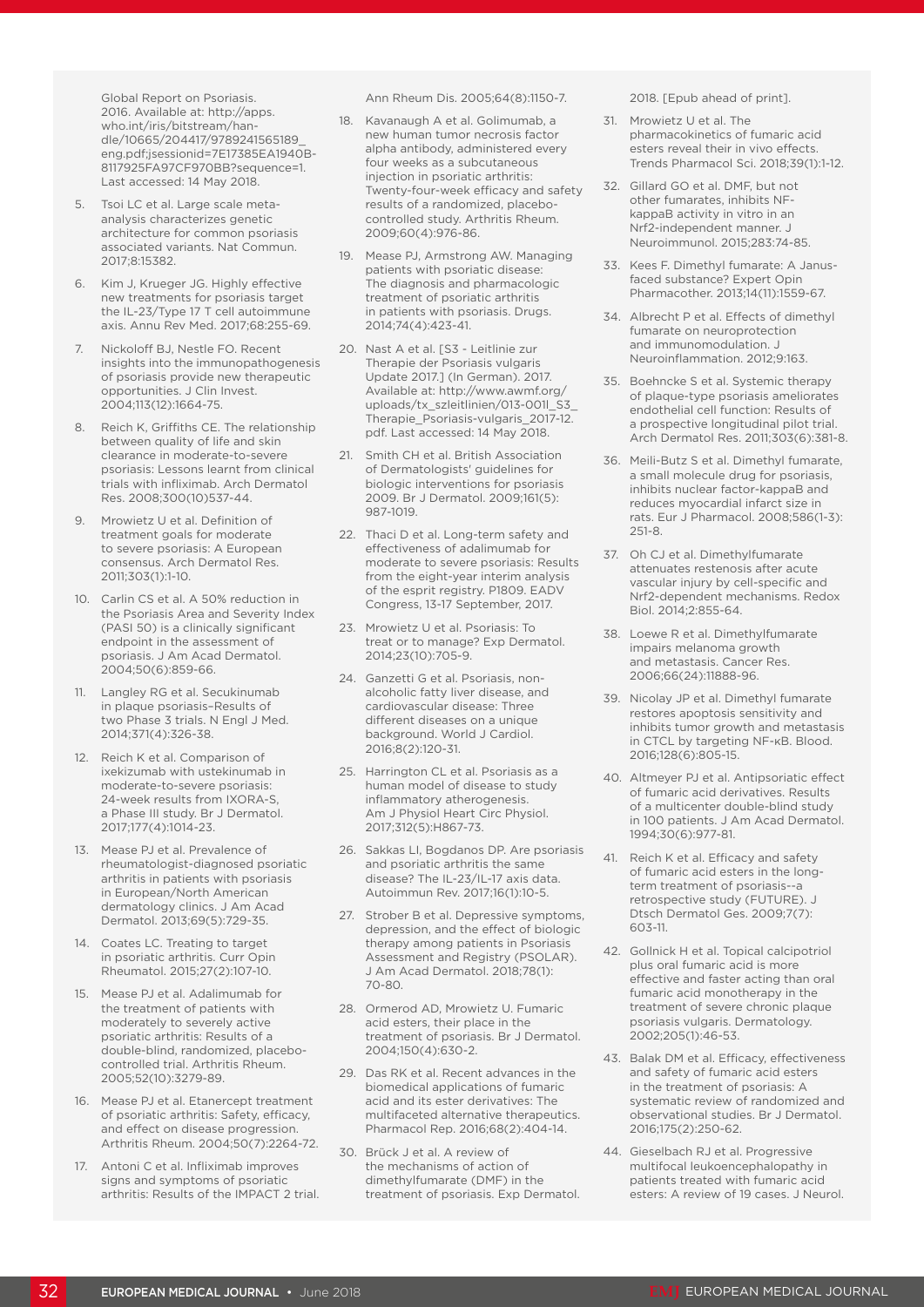Global Report on Psoriasis. 2016. Available at: http://apps.who.int/iris/bitstream/handle/10665/204417/9789241565189_eng.pdf;jsessionid=7E17385EA1940B8117925FA97CF970BB?sequence=1. Last accessed: 14 May 2018.

5. Tsoi LC et al. Large scale meta-analysis characterizes genetic architecture for common psoriasis associated variants. Nat Commun. 2017;8:15382.
6. Kim J, Krueger JG. Highly effective new treatments for psoriasis target the IL-23/Type 17 T cell autoimmune axis. Annu Rev Med. 2017;68:255-69.
7. Nickoloff BJ, Nestle FO. Recent insights into the immunopathogenesis of psoriasis provide new therapeutic opportunities. J Clin Invest. 2004;113(12):1664-75.
8. Reich K, Griffiths CE. The relationship between quality of life and skin clearance in moderate-to-severe psoriasis: Lessons learnt from clinical trials with infliximab. Arch Dermatol Res. 2008;300(10)537-44.
9. Mrowietz U et al. Definition of treatment goals for moderate to severe psoriasis: A European consensus. Arch Dermatol Res. 2011;303(1):1-10.
10. Carlin CS et al. A 50% reduction in the Psoriasis Area and Severity Index (PASI 50) is a clinically significant endpoint in the assessment of psoriasis. J Am Acad Dermatol. 2004;50(6):859-66.
11. Langley RG et al. Secukinumab in plaque psoriasis–Results of two Phase 3 trials. N Engl J Med. 2014;371(4):326-38.
12. Reich K et al. Comparison of ixekizumab with ustekinumab in moderate-to-severe psoriasis: 24-week results from IXORA-S, a Phase III study. Br J Dermatol. 2017;177(4):1014-23.
13. Mease PJ et al. Prevalence of rheumatologist-diagnosed psoriatic arthritis in patients with psoriasis in European/North American dermatology clinics. J Am Acad Dermatol. 2013;69(5):729-35.
14. Coates LC. Treating to target in psoriatic arthritis. Curr Opin Rheumatol. 2015;27(2):107-10.
15. Mease PJ et al. Adalimumab for the treatment of patients with moderately to severely active psoriatic arthritis: Results of a double-blind, randomized, placebo-controlled trial. Arthritis Rheum. 2005;52(10):3279-89.
16. Mease PJ et al. Etanercept treatment of psoriatic arthritis: Safety, efficacy, and effect on disease progression. Arthritis Rheum. 2004;50(7):2264-72.
17. Antoni C et al. Infliximab improves signs and symptoms of psoriatic arthritis: Results of the IMPACT 2 trial. Ann Rheum Dis. 2005;64(8):1150-7.
18. Kavanaugh A et al. Golimumab, a new human tumor necrosis factor alpha antibody, administered every four weeks as a subcutaneous injection in psoriatic arthritis: Twenty-four-week efficacy and safety results of a randomized, placebo-controlled study. Arthritis Rheum. 2009;60(4):976-86.
19. Mease PJ, Armstrong AW. Managing patients with psoriatic disease: The diagnosis and pharmacologic treatment of psoriatic arthritis in patients with psoriasis. Drugs. 2014;74(4):423-41.
20. Nast A et al. [S3 - Leitlinie zur Therapie der Psoriasis vulgaris Update 2017.] (In German). 2017. Available at: http://www.awmf.org/uploads/tx_szleitlinien/013-001l_S3_Therapie_Psoriasis-vulgaris_2017-12.pdf. Last accessed: 14 May 2018.
21. Smith CH et al. British Association of Dermatologists' guidelines for biologic interventions for psoriasis 2009. Br J Dermatol. 2009;161(5):987-1019.
22. Thaci D et al. Long-term safety and effectiveness of adalimumab for moderate to severe psoriasis: Results from the eight-year interim analysis of the esprit registry. P1809. EADV Congress, 13-17 September, 2017.
23. Mrowietz U et al. Psoriasis: To treat or to manage? Exp Dermatol. 2014;23(10):705-9.
24. Ganzetti G et al. Psoriasis, non-alcoholic fatty liver disease, and cardiovascular disease: Three different diseases on a unique background. World J Cardiol. 2016;8(2):120-31.
25. Harrington CL et al. Psoriasis as a human model of disease to study inflammatory atherogenesis. Am J Physiol Heart Circ Physiol. 2017;312(5):H867-73.
26. Sakkas LI, Bogdanos DP. Are psoriasis and psoriatic arthritis the same disease? The IL-23/IL-17 axis data. Autoimmun Rev. 2017;16(1):10-5.
27. Strober B et al. Depressive symptoms, depression, and the effect of biologic therapy among patients in Psoriasis Assessment and Registry (PSOLAR). J Am Acad Dermatol. 2018;78(1):70-80.
28. Ormerod AD, Mrowietz U. Fumaric acid esters, their place in the treatment of psoriasis. Br J Dermatol. 2004;150(4):630-2.
29. Das RK et al. Recent advances in the biomedical applications of fumaric acid and its ester derivatives: The multifaceted alternative therapeutics. Pharmacol Rep. 2016;68(2):404-14.
30. Brück J et al. A review of the mechanisms of action of dimethylfumarate (DMF) in the treatment of psoriasis. Exp Dermatol. 2018. [Epub ahead of print].
31. Mrowietz U et al. The pharmacokinetics of fumaric acid esters reveal their in vivo effects. Trends Pharmacol Sci. 2018;39(1):1-12.
32. Gillard GO et al. DMF, but not other fumarates, inhibits NF-kappaB activity in vitro in an Nrf2-independent manner. J Neuroimmunol. 2015;283:74-85.
33. Kees F. Dimethyl fumarate: A Janus-faced substance? Expert Opin Pharmacother. 2013;14(11):1559-67.
34. Albrecht P et al. Effects of dimethyl fumarate on neuroprotection and immunomodulation. J Neuroinflammation. 2012;9:163.
35. Boehncke S et al. Systemic therapy of plaque-type psoriasis ameliorates endothelial cell function: Results of a prospective longitudinal pilot trial. Arch Dermatol Res. 2011;303(6):381-8.
36. Meili-Butz S et al. Dimethyl fumarate, a small molecule drug for psoriasis, inhibits nuclear factor-kappaB and reduces myocardial infarct size in rats. Eur J Pharmacol. 2008;586(1-3):251-8.
37. Oh CJ et al. Dimethylfumarate attenuates restenosis after acute vascular injury by cell-specific and Nrf2-dependent mechanisms. Redox Biol. 2014;2:855-64.
38. Loewe R et al. Dimethylfumarate impairs melanoma growth and metastasis. Cancer Res. 2006;66(24):11888-96.
39. Nicolay JP et al. Dimethyl fumarate restores apoptosis sensitivity and inhibits tumor growth and metastasis in CTCL by targeting NF-κB. Blood. 2016;128(6):805-15.
40. Altmeyer PJ et al. Antipsoriatic effect of fumaric acid derivatives. Results of a multicenter double-blind study in 100 patients. J Am Acad Dermatol. 1994;30(6):977-81.
41. Reich K et al. Efficacy and safety of fumaric acid esters in the long-term treatment of psoriasis--a retrospective study (FUTURE). J Dtsch Dermatol Ges. 2009;7(7):603-11.
42. Gollnick H et al. Topical calcipotriol plus oral fumaric acid is more effective and faster acting than oral fumaric acid monotherapy in the treatment of severe chronic plaque psoriasis vulgaris. Dermatology. 2002;205(1):46-53.
43. Balak DM et al. Efficacy, effectiveness and safety of fumaric acid esters in the treatment of psoriasis: A systematic review of randomized and observational studies. Br J Dermatol. 2016;175(2):250-62.
44. Gieselbach RJ et al. Progressive multifocal leukoencephalopathy in patients treated with fumaric acid esters: A review of 19 cases. J Neurol.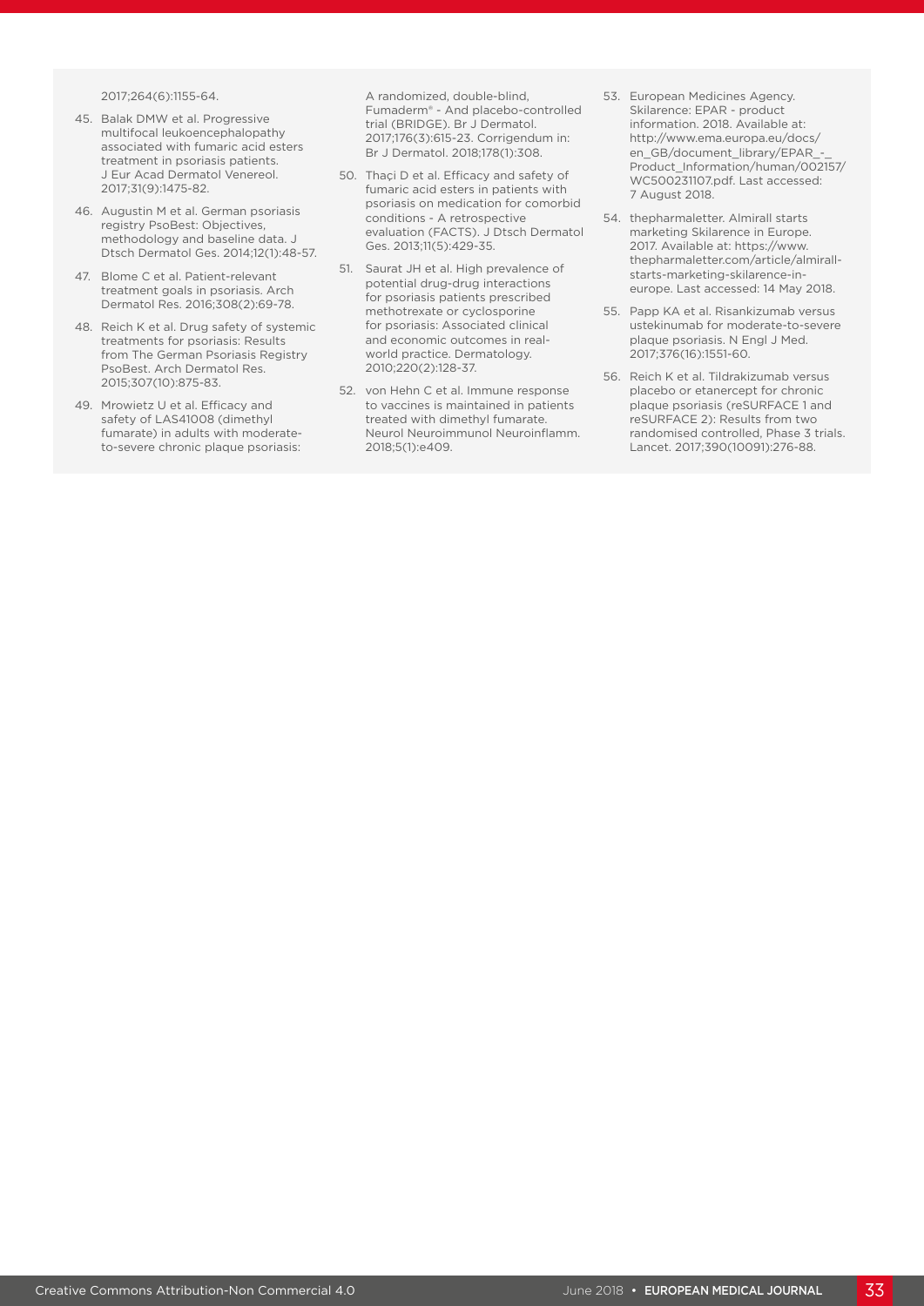2017;264(6):1155-64.

45. Balak DMW et al. Progressive multifocal leukoencephalopathy associated with fumaric acid esters treatment in psoriasis patients. J Eur Acad Dermatol Venereol. 2017;31(9):1475-82.

46. Augustin M et al. German psoriasis registry PsoBest: Objectives, methodology and baseline data. J Dtsch Dermatol Ges. 2014;12(1):48-57.

47. Blome C et al. Patient-relevant treatment goals in psoriasis. Arch Dermatol Res. 2016;308(2):69-78.

48. Reich K et al. Drug safety of systemic treatments for psoriasis: Results from The German Psoriasis Registry PsoBest. Arch Dermatol Res. 2015;307(10):875-83.

49. Mrowietz U et al. Efficacy and safety of LAS41008 (dimethyl fumarate) in adults with moderate-to-severe chronic plaque psoriasis: A randomized, double-blind, Fumaderm® - And placebo-controlled trial (BRIDGE). Br J Dermatol. 2017;176(3):615-23. Corrigendum in: Br J Dermatol. 2018;178(1):308.

50. Thaçi D et al. Efficacy and safety of fumaric acid esters in patients with psoriasis on medication for comorbid conditions - A retrospective evaluation (FACTS). J Dtsch Dermatol Ges. 2013;11(5):429-35.

51. Saurat JH et al. High prevalence of potential drug-drug interactions for psoriasis patients prescribed methotrexate or cyclosporine for psoriasis: Associated clinical and economic outcomes in real-world practice. Dermatology. 2010;220(2):128-37.

52. von Hehn C et al. Immune response to vaccines is maintained in patients treated with dimethyl fumarate. Neurol Neuroimmunol Neuroinflamm. 2018;5(1):e409.

53. European Medicines Agency. Skilarence: EPAR - product information. 2018. Available at: http://www.ema.europa.eu/docs/en_GB/document_library/EPAR_-_Product_Information/human/002157/WC500231107.pdf. Last accessed: 7 August 2018.

54. thepharmaletter. Almirall starts marketing Skilarence in Europe. 2017. Available at: https://www.thepharmaletter.com/article/almirall-starts-marketing-skilarence-in-europe. Last accessed: 14 May 2018.

55. Papp KA et al. Risankizumab versus ustekinumab for moderate-to-severe plaque psoriasis. N Engl J Med. 2017;376(16):1551-60.

56. Reich K et al. Tildrakizumab versus placebo or etanercept for chronic plaque psoriasis (reSURFACE 1 and reSURFACE 2): Results from two randomised controlled, Phase 3 trials. Lancet. 2017;390(10091):276-88.